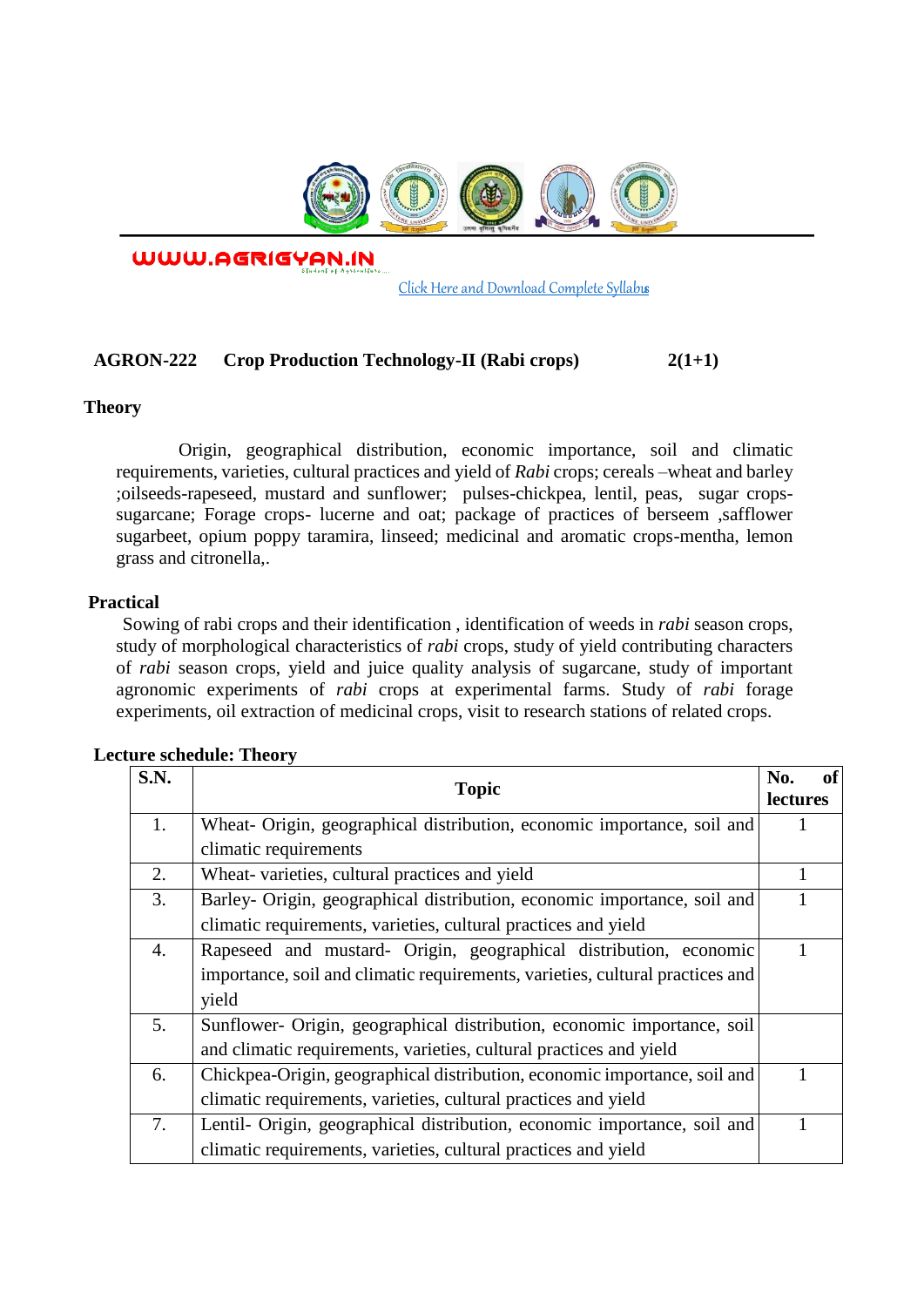WWW.AGRIGYAN.IN

Click Here and Download Complete Syllabus

**AGRON-222 Crop Production Technology-II (Rabi crops) 2(1+1)**

**Theory**

Origin, geographical distribution, economic importance, soil and climatic requirements, varieties, cultural practices and yield of *Rabi* crops; cereals –wheat and barley ;oilseeds-rapeseed, mustard and sunflower; pulses-chickpea, lentil, peas, sugar crops-sugarcane; Forage crops- lucerne and oat; package of practices of berseem ,safflower sugarbeet, opium poppy taramira, linseed; medicinal and aromatic crops-mentha, lemon grass and citronella,.

**Practical**

Sowing of rabi crops and their identification , identification of weeds in *rabi* season crops, study of morphological characteristics of *rabi* crops, study of yield contributing characters of *rabi* season crops, yield and juice quality analysis of sugarcane, study of important agronomic experiments of *rabi* crops at experimental farms. Study of *rabi* forage experiments, oil extraction of medicinal crops, visit to research stations of related crops.

**Lecture schedule: Theory**

| S.N. | Topic | No. of lectures |
|---|---|---|
| 1. | Wheat- Origin, geographical distribution, economic importance, soil and climatic requirements | 1 |
| 2. | Wheat- varieties, cultural practices and yield | 1 |
| 3. | Barley- Origin, geographical distribution, economic importance, soil and climatic requirements, varieties, cultural practices and yield | 1 |
| 4. | Rapeseed and mustard- Origin, geographical distribution, economic importance, soil and climatic requirements, varieties, cultural practices and yield | 1 |
| 5. | Sunflower- Origin, geographical distribution, economic importance, soil and climatic requirements, varieties, cultural practices and yield | |
| 6. | Chickpea-Origin, geographical distribution, economic importance, soil and climatic requirements, varieties, cultural practices and yield | 1 |
| 7. | Lentil- Origin, geographical distribution, economic importance, soil and climatic requirements, varieties, cultural practices and yield | 1 |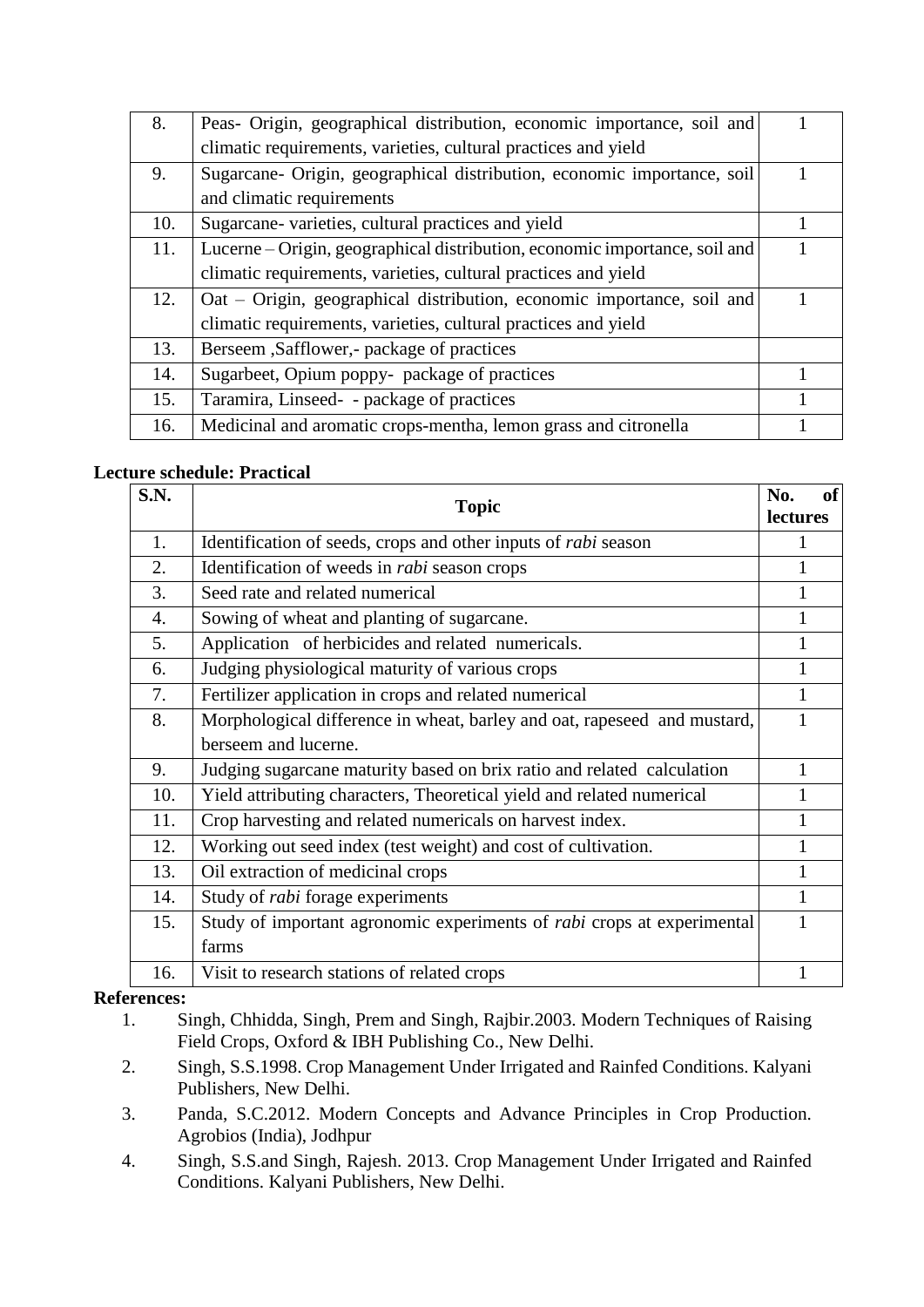| | | |
|---|---|---|
| 8. | Peas- Origin, geographical distribution, economic importance, soil and climatic requirements, varieties, cultural practices and yield | 1 |
| 9. | Sugarcane- Origin, geographical distribution, economic importance, soil and climatic requirements | 1 |
| 10. | Sugarcane- varieties, cultural practices and yield | 1 |
| 11. | Lucerne – Origin, geographical distribution, economic importance, soil and climatic requirements, varieties, cultural practices and yield | 1 |
| 12. | Oat – Origin, geographical distribution, economic importance, soil and climatic requirements, varieties, cultural practices and yield | 1 |
| 13. | Berseem ,Safflower,- package of practices | |
| 14. | Sugarbeet, Opium poppy- package of practices | 1 |
| 15. | Taramira, Linseed- - package of practices | 1 |
| 16. | Medicinal and aromatic crops-mentha, lemon grass and citronella | 1 |

**Lecture schedule: Practical**

| S.N. | Topic | No. of lectures |
|---|---|---|
| 1. | Identification of seeds, crops and other inputs of *rabi* season | 1 |
| 2. | Identification of weeds in *rabi* season crops | 1 |
| 3. | Seed rate and related numerical | 1 |
| 4. | Sowing of wheat and planting of sugarcane. | 1 |
| 5. | Application of herbicides and related numericals. | 1 |
| 6. | Judging physiological maturity of various crops | 1 |
| 7. | Fertilizer application in crops and related numerical | 1 |
| 8. | Morphological difference in wheat, barley and oat, rapeseed and mustard, berseem and lucerne. | 1 |
| 9. | Judging sugarcane maturity based on brix ratio and related calculation | 1 |
| 10. | Yield attributing characters, Theoretical yield and related numerical | 1 |
| 11. | Crop harvesting and related numericals on harvest index. | 1 |
| 12. | Working out seed index (test weight) and cost of cultivation. | 1 |
| 13. | Oil extraction of medicinal crops | 1 |
| 14. | Study of *rabi* forage experiments | 1 |
| 15. | Study of important agronomic experiments of *rabi* crops at experimental farms | 1 |
| 16. | Visit to research stations of related crops | 1 |

**References:**

1. Singh, Chhidda, Singh, Prem and Singh, Rajbir.2003. Modern Techniques of Raising Field Crops, Oxford & IBH Publishing Co., New Delhi.
2. Singh, S.S.1998. Crop Management Under Irrigated and Rainfed Conditions. Kalyani Publishers, New Delhi.
3. Panda, S.C.2012. Modern Concepts and Advance Principles in Crop Production. Agrobios (India), Jodhpur
4. Singh, S.S.and Singh, Rajesh. 2013. Crop Management Under Irrigated and Rainfed Conditions. Kalyani Publishers, New Delhi.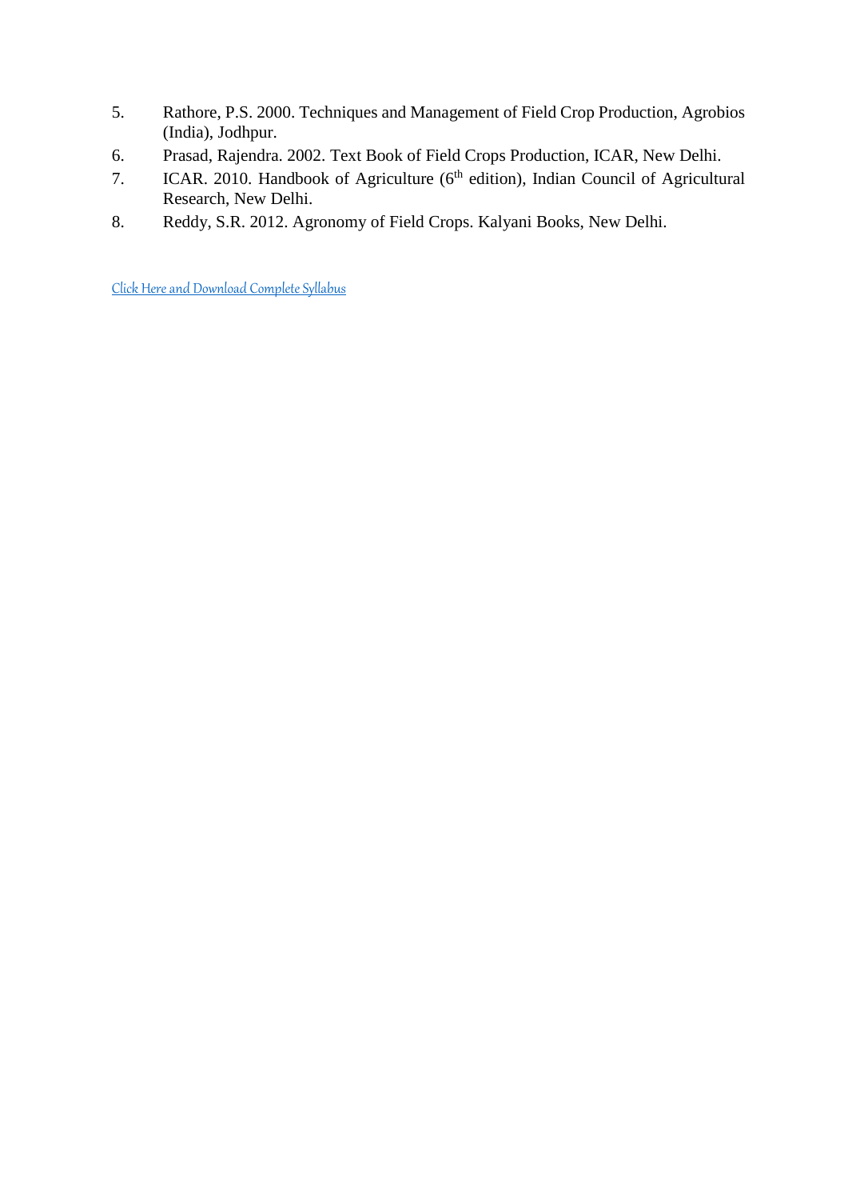5. Rathore, P.S. 2000. Techniques and Management of Field Crop Production, Agrobios (India), Jodhpur.
6. Prasad, Rajendra. 2002. Text Book of Field Crops Production, ICAR, New Delhi.
7. ICAR. 2010. Handbook of Agriculture (6th edition), Indian Council of Agricultural Research, New Delhi.
8. Reddy, S.R. 2012. Agronomy of Field Crops. Kalyani Books, New Delhi.

Click Here and Download Complete Syllabus